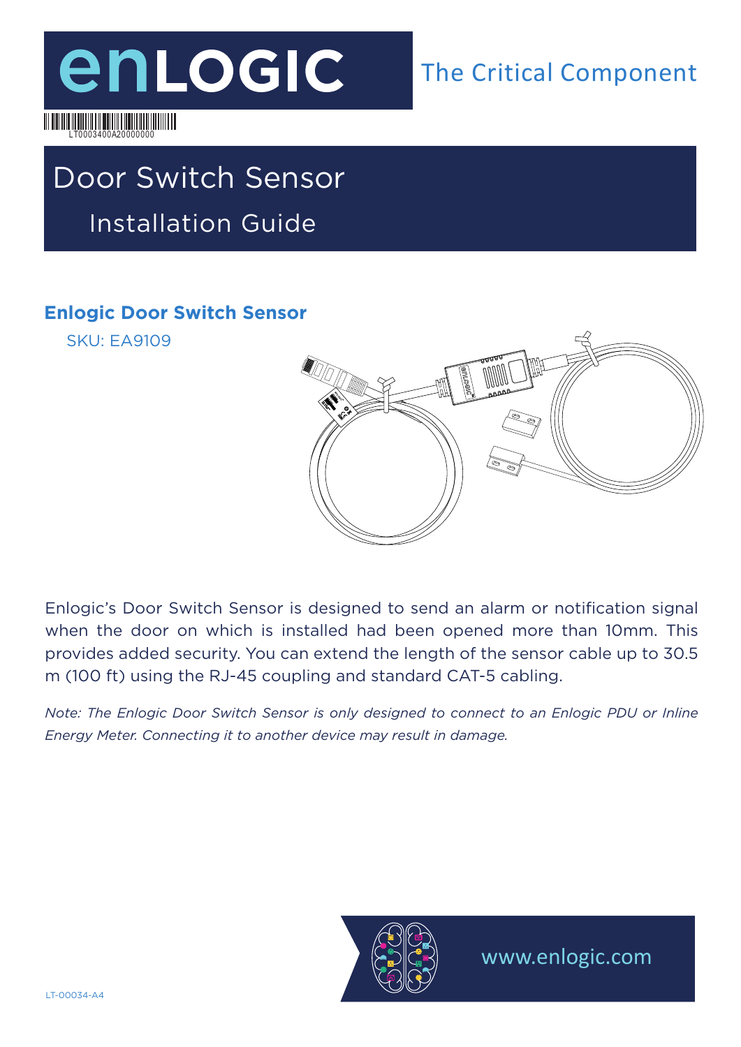enLOGIC

The Critical Component

LT0003400A20000000

# Door Switch Sensor

## Installation Guide

### Enlogic Door Switch Sensor

SKU: EA9109

Enlogic's Door Switch Sensor is designed to send an alarm or notification signal when the door on which is installed had been opened more than 10mm. This provides added security. You can extend the length of the sensor cable up to 30.5 m (100 ft) using the RJ-45 coupling and standard CAT-5 cabling.

*Note: The Enlogic Door Switch Sensor is only designed to connect to an Enlogic PDU or Inline Energy Meter. Connecting it to another device may result in damage.*

www.enlogic.com

LT-00034-A4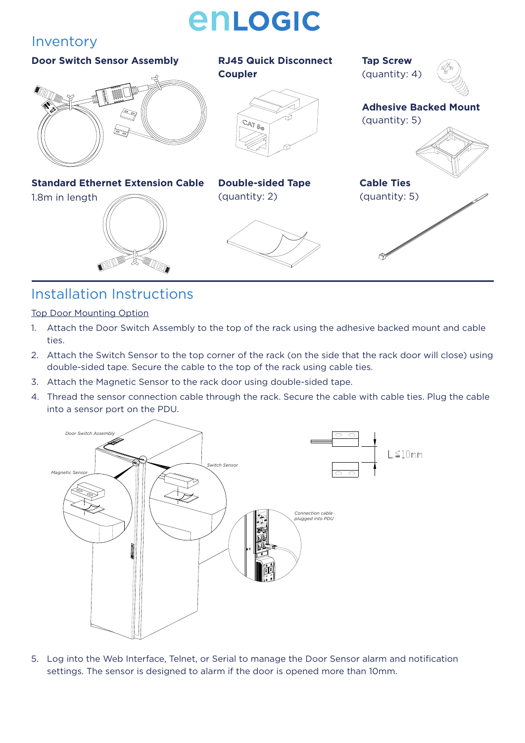## Inventory

**Door Switch Sensor Assembly**

**RJ45 Quick Disconnect Coupler**

**Tap Screw**
(quantity: 4)

**Adhesive Backed Mount**
(quantity: 5)

**Standard Ethernet Extension Cable**
1.8m in length

**Double-sided Tape**
(quantity: 2)

**Cable Ties**
(quantity: 5)

## Installation Instructions

Top Door Mounting Option

1. Attach the Door Switch Assembly to the top of the rack using the adhesive backed mount and cable ties.
2. Attach the Switch Sensor to the top corner of the rack (on the side that the rack door will close) using double-sided tape. Secure the cable to the top of the rack using cable ties.
3. Attach the Magnetic Sensor to the rack door using double-sided tape.
4. Thread the sensor connection cable through the rack. Secure the cable with cable ties. Plug the cable into a sensor port on the PDU.

*Door Switch Assembly*

*Magnetic Sensor*

*Switch Sensor*

*Connection cable plugged into PDU*

$L \leq 10mm$

5. Log into the Web Interface, Telnet, or Serial to manage the Door Sensor alarm and notification settings. The sensor is designed to alarm if the door is opened more than 10mm.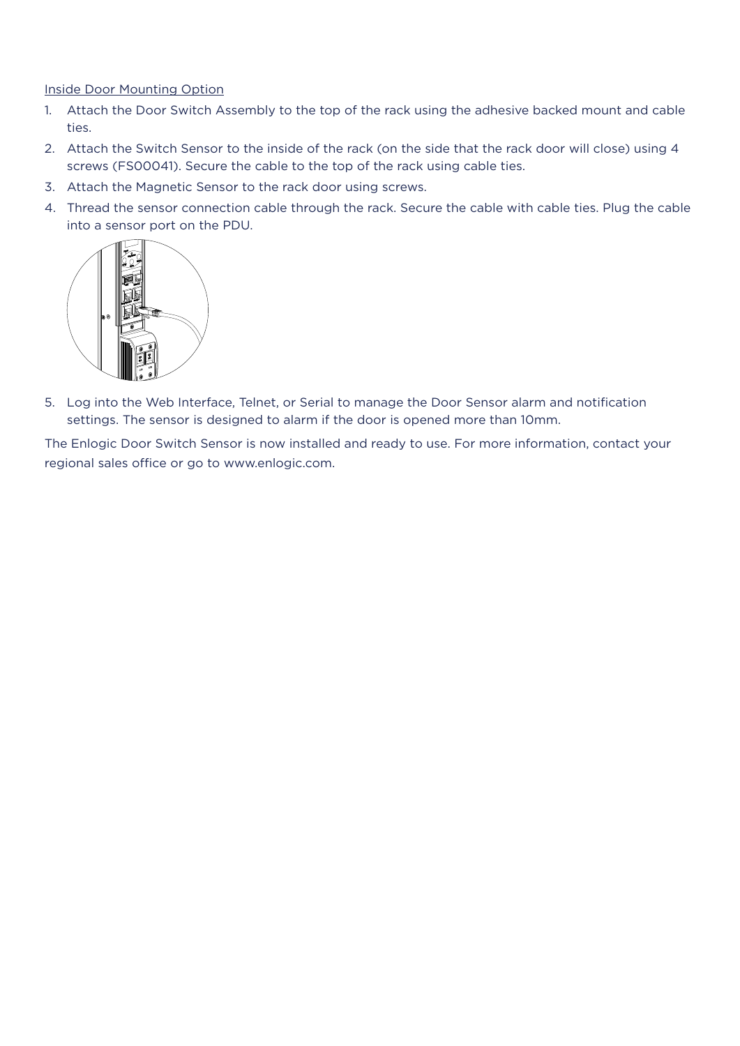Inside Door Mounting Option

1. Attach the Door Switch Assembly to the top of the rack using the adhesive backed mount and cable ties.
2. Attach the Switch Sensor to the inside of the rack (on the side that the rack door will close) using 4 screws (FS00041). Secure the cable to the top of the rack using cable ties.
3. Attach the Magnetic Sensor to the rack door using screws.
4. Thread the sensor connection cable through the rack. Secure the cable with cable ties. Plug the cable into a sensor port on the PDU.
5. Log into the Web Interface, Telnet, or Serial to manage the Door Sensor alarm and notification settings. The sensor is designed to alarm if the door is opened more than 10mm.

The Enlogic Door Switch Sensor is now installed and ready to use. For more information, contact your regional sales office or go to www.enlogic.com.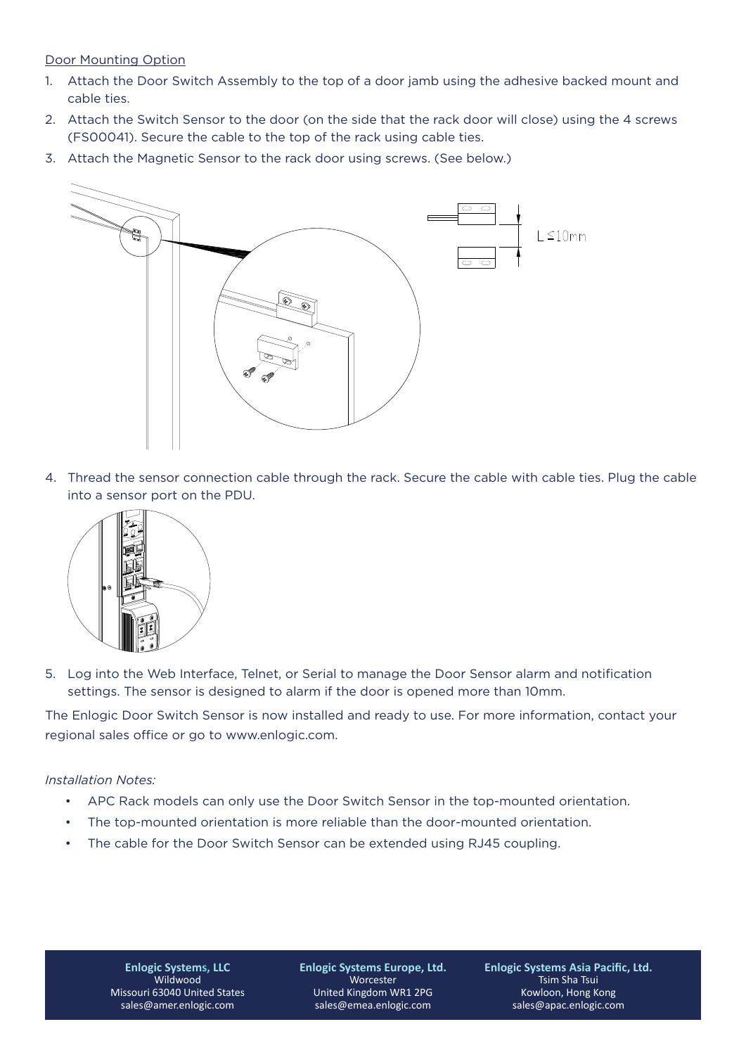Door Mounting Option

1. Attach the Door Switch Assembly to the top of a door jamb using the adhesive backed mount and cable ties.
2. Attach the Switch Sensor to the door (on the side that the rack door will close) using the 4 screws (FS00041). Secure the cable to the top of the rack using cable ties.
3. Attach the Magnetic Sensor to the rack door using screws. (See below.)

L ≤10mm

4. Thread the sensor connection cable through the rack. Secure the cable with cable ties. Plug the cable into a sensor port on the PDU.

5. Log into the Web Interface, Telnet, or Serial to manage the Door Sensor alarm and notification settings. The sensor is designed to alarm if the door is opened more than 10mm.

The Enlogic Door Switch Sensor is now installed and ready to use. For more information, contact your regional sales office or go to www.enlogic.com.

*Installation Notes:*

- APC Rack models can only use the Door Switch Sensor in the top-mounted orientation.
- The top-mounted orientation is more reliable than the door-mounted orientation.
- The cable for the Door Switch Sensor can be extended using RJ45 coupling.

**Enlogic Systems, LLC**
Wildwood
Missouri 63040 United States
sales@amer.enlogic.com

**Enlogic Systems Europe, Ltd.**
Worcester
United Kingdom WR1 2PG
sales@emea.enlogic.com

**Enlogic Systems Asia Pacific, Ltd.**
Tsim Sha Tsui
Kowloon, Hong Kong
sales@apac.enlogic.com